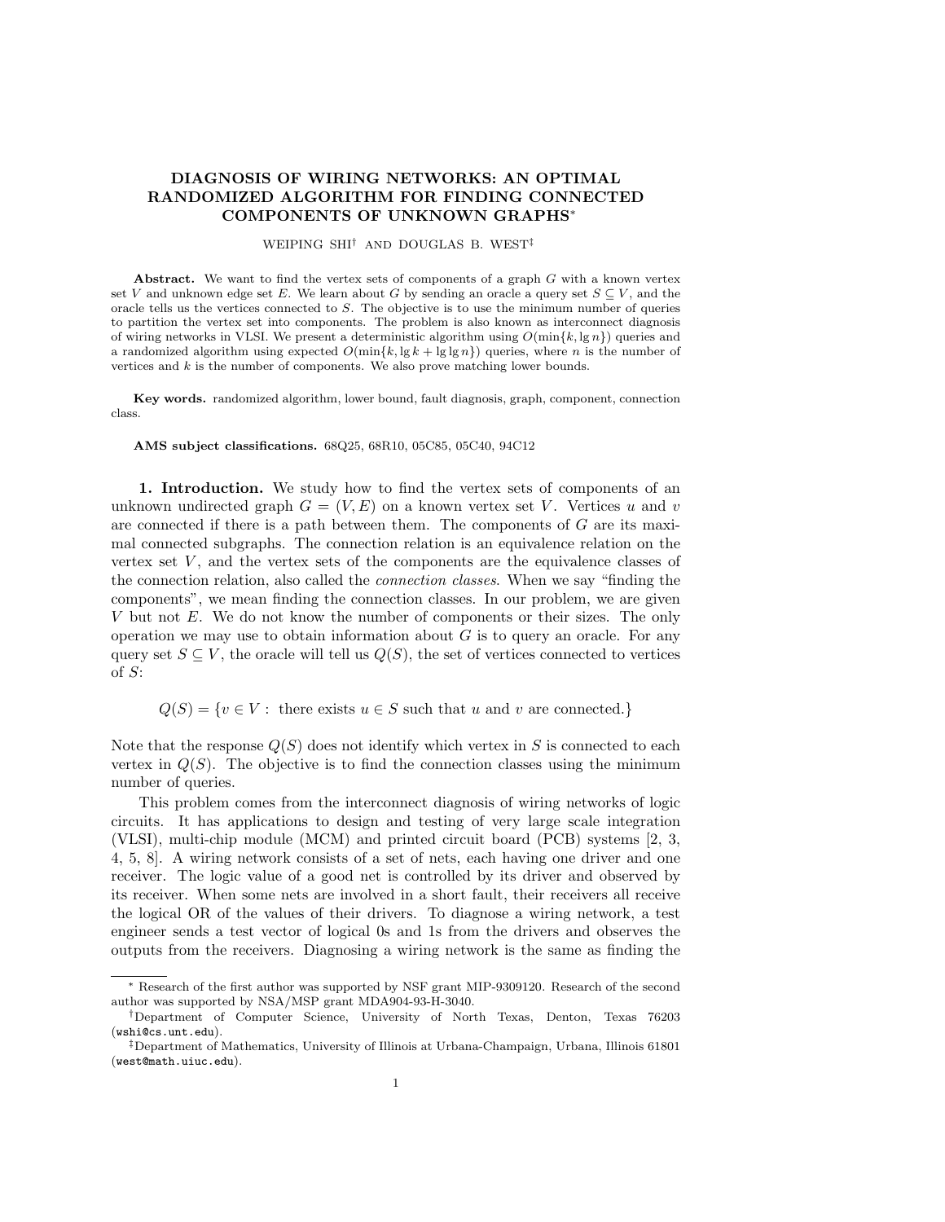# DIAGNOSIS OF WIRING NETWORKS: AN OPTIMAL RANDOMIZED ALGORITHM FOR FINDING CONNECTED COMPONENTS OF UNKNOWN GRAPHS*

WEIPING SHI† AND DOUGLAS B. WEST‡

**Abstract.** We want to find the vertex sets of components of a graph $G$ with a known vertex set $V$ and unknown edge set $E$. We learn about $G$ by sending an oracle a query set $S \subseteq V$, and the oracle tells us the vertices connected to $S$. The objective is to use the minimum number of queries to partition the vertex set into components. The problem is also known as interconnect diagnosis of wiring networks in VLSI. We present a deterministic algorithm using $O(\min\{k, \lg n\})$ queries and a randomized algorithm using expected $O(\min\{k, \lg k + \lg \lg n\})$ queries, where $n$ is the number of vertices and $k$ is the number of components. We also prove matching lower bounds.

**Key words.** randomized algorithm, lower bound, fault diagnosis, graph, component, connection class.

**AMS subject classifications.** 68Q25, 68R10, 05C85, 05C40, 94C12

**1. Introduction.** We study how to find the vertex sets of components of an unknown undirected graph $G = (V, E)$ on a known vertex set $V$. Vertices $u$ and $v$ are connected if there is a path between them. The components of $G$ are its maximal connected subgraphs. The connection relation is an equivalence relation on the vertex set $V$, and the vertex sets of the components are the equivalence classes of the connection relation, also called the *connection classes*. When we say "finding the components", we mean finding the connection classes. In our problem, we are given $V$ but not $E$. We do not know the number of components or their sizes. The only operation we may use to obtain information about $G$ is to query an oracle. For any query set $S \subseteq V$, the oracle will tell us $Q(S)$, the set of vertices connected to vertices of $S$:

$$Q(S) = \{v \in V : \text{ there exists } u \in S \text{ such that } u \text{ and } v \text{ are connected.}\}$$

Note that the response $Q(S)$ does not identify which vertex in $S$ is connected to each vertex in $Q(S)$. The objective is to find the connection classes using the minimum number of queries.

This problem comes from the interconnect diagnosis of wiring networks of logic circuits. It has applications to design and testing of very large scale integration (VLSI), multi-chip module (MCM) and printed circuit board (PCB) systems [2, 3, 4, 5, 8]. A wiring network consists of a set of nets, each having one driver and one receiver. The logic value of a good net is controlled by its driver and observed by its receiver. When some nets are involved in a short fault, their receivers all receive the logical OR of the values of their drivers. To diagnose a wiring network, a test engineer sends a test vector of logical 0s and 1s from the drivers and observes the outputs from the receivers. Diagnosing a wiring network is the same as finding the

---

* Research of the first author was supported by NSF grant MIP-9309120. Research of the second author was supported by NSA/MSP grant MDA904-93-H-3040.

† Department of Computer Science, University of North Texas, Denton, Texas 76203 (wshi@cs.unt.edu).

‡ Department of Mathematics, University of Illinois at Urbana-Champaign, Urbana, Illinois 61801 (west@math.uiuc.edu).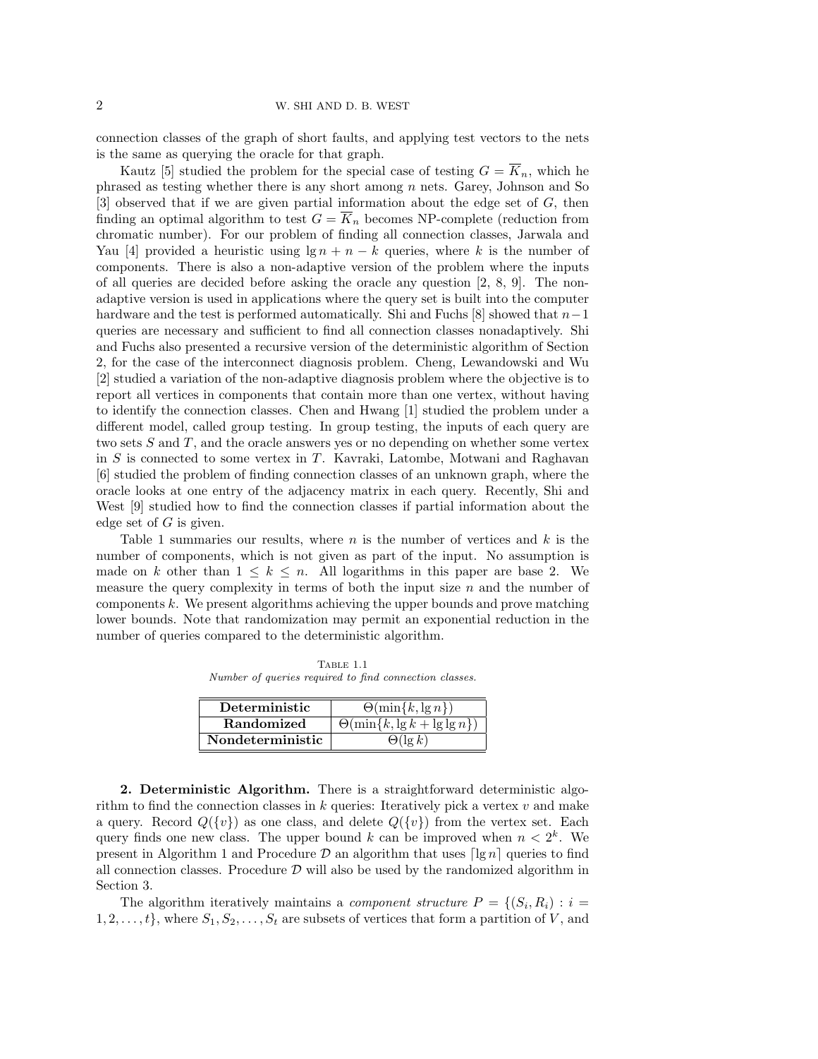connection classes of the graph of short faults, and applying test vectors to the nets is the same as querying the oracle for that graph.

Kautz [5] studied the problem for the special case of testing $G = \overline{K}_n$, which he phrased as testing whether there is any short among $n$ nets. Garey, Johnson and So [3] observed that if we are given partial information about the edge set of $G$, then finding an optimal algorithm to test $G = \overline{K}_n$ becomes NP-complete (reduction from chromatic number). For our problem of finding all connection classes, Jarwala and Yau [4] provided a heuristic using $\lg n + n - k$ queries, where $k$ is the number of components. There is also a non-adaptive version of the problem where the inputs of all queries are decided before asking the oracle any question [2, 8, 9]. The non-adaptive version is used in applications where the query set is built into the computer hardware and the test is performed automatically. Shi and Fuchs [8] showed that $n-1$ queries are necessary and sufficient to find all connection classes nonadaptively. Shi and Fuchs also presented a recursive version of the deterministic algorithm of Section 2, for the case of the interconnect diagnosis problem. Cheng, Lewandowski and Wu [2] studied a variation of the non-adaptive diagnosis problem where the objective is to report all vertices in components that contain more than one vertex, without having to identify the connection classes. Chen and Hwang [1] studied the problem under a different model, called group testing. In group testing, the inputs of each query are two sets $S$ and $T$, and the oracle answers yes or no depending on whether some vertex in $S$ is connected to some vertex in $T$. Kavraki, Latombe, Motwani and Raghavan [6] studied the problem of finding connection classes of an unknown graph, where the oracle looks at one entry of the adjacency matrix in each query. Recently, Shi and West [9] studied how to find the connection classes if partial information about the edge set of $G$ is given.

Table 1 summaries our results, where $n$ is the number of vertices and $k$ is the number of components, which is not given as part of the input. No assumption is made on $k$ other than $1 \leq k \leq n$. All logarithms in this paper are base 2. We measure the query complexity in terms of both the input size $n$ and the number of components $k$. We present algorithms achieving the upper bounds and prove matching lower bounds. Note that randomization may permit an exponential reduction in the number of queries compared to the deterministic algorithm.

Table 1.1
*Number of queries required to find connection classes.*

| | |
|---|---|
| **Deterministic** | $\Theta(\min\{k, \lg n\})$ |
| **Randomized** | $\Theta(\min\{k, \lg k + \lg\lg n\})$ |
| **Nondeterministic** | $\Theta(\lg k)$ |

## 2. Deterministic Algorithm.

There is a straightforward deterministic algorithm to find the connection classes in $k$ queries: Iteratively pick a vertex $v$ and make a query. Record $Q(\{v\})$ as one class, and delete $Q(\{v\})$ from the vertex set. Each query finds one new class. The upper bound $k$ can be improved when $n < 2^k$. We present in Algorithm 1 and Procedure $\mathcal{D}$ an algorithm that uses $\lceil \lg n \rceil$ queries to find all connection classes. Procedure $\mathcal{D}$ will also be used by the randomized algorithm in Section 3.

The algorithm iteratively maintains a *component structure* $P = \{(S_i, R_i) : i = 1, 2, \ldots, t\}$, where $S_1, S_2, \ldots, S_t$ are subsets of vertices that form a partition of $V$, and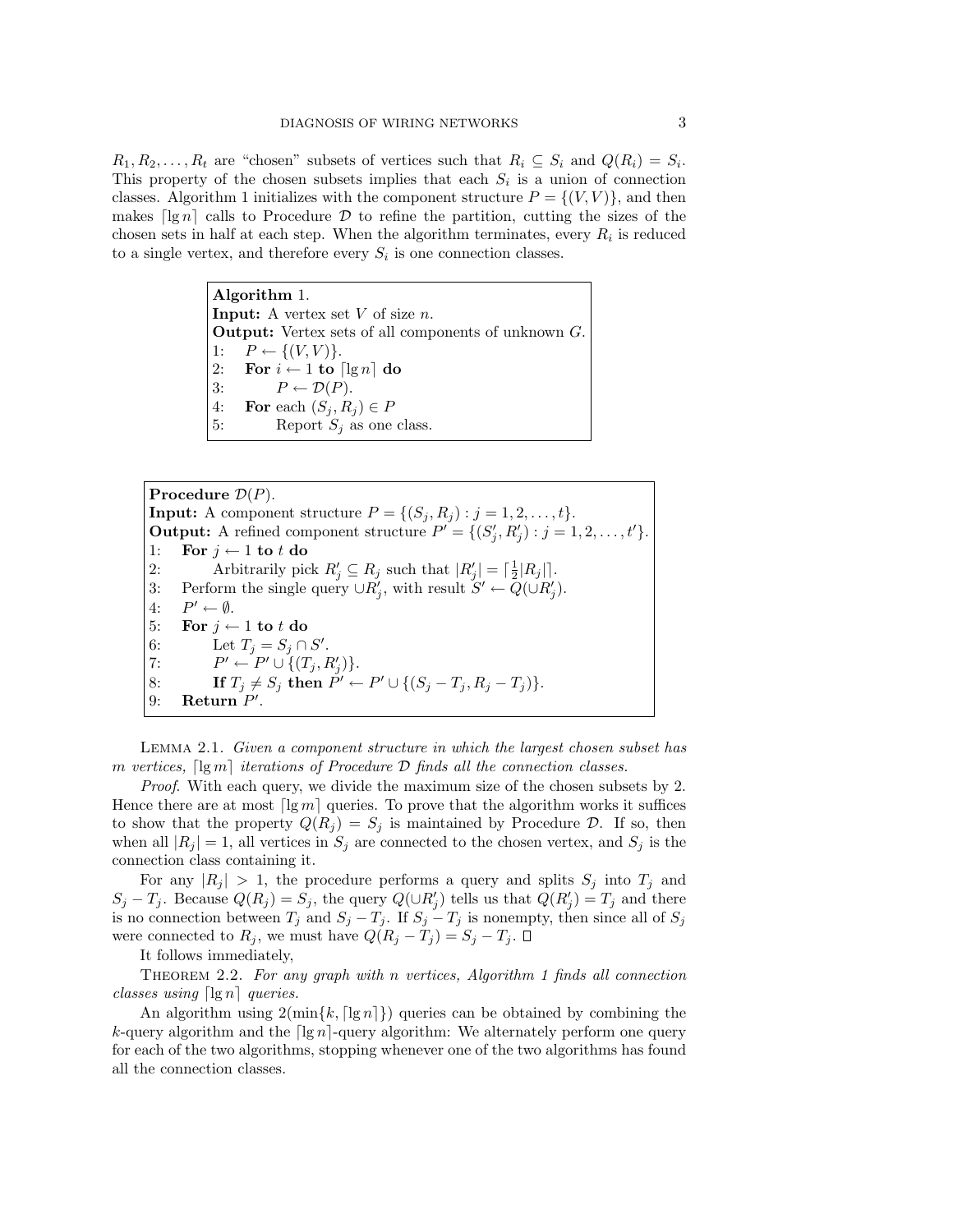$R_1, R_2, \ldots, R_t$ are "chosen" subsets of vertices such that $R_i \subseteq S_i$ and $Q(R_i) = S_i$. This property of the chosen subsets implies that each $S_i$ is a union of connection classes. Algorithm 1 initializes with the component structure $P = \{(V, V)\}$, and then makes $\lceil \lg n \rceil$ calls to Procedure $\mathcal{D}$ to refine the partition, cutting the sizes of the chosen sets in half at each step. When the algorithm terminates, every $R_i$ is reduced to a single vertex, and therefore every $S_i$ is one connection classes.

```
Algorithm 1.
Input: A vertex set V of size n.
Output: Vertex sets of all components of unknown G.
1:   P ← {(V, V)}.
2:   For i ← 1 to ⌈lg n⌉ do
3:        P ← D(P).
4:   For each (S_j, R_j) ∈ P
5:        Report S_j as one class.
```

```
Procedure D(P).
Input: A component structure P = {(S_j, R_j) : j = 1, 2, ..., t}.
Output: A refined component structure P' = {(S'_j, R'_j) : j = 1, 2, ..., t'}.
1:   For j ← 1 to t do
2:        Arbitrarily pick R'_j ⊆ R_j such that |R'_j| = ⌈½|R_j|⌉.
3:   Perform the single query ∪R'_j, with result S' ← Q(∪R'_j).
4:   P' ← ∅.
5:   For j ← 1 to t do
6:        Let T_j = S_j ∩ S'.
7:        P' ← P' ∪ {(T_j, R'_j)}.
8:        If T_j ≠ S_j then P' ← P' ∪ {(S_j − T_j, R_j − T_j)}.
9:   Return P'.
```

LEMMA 2.1. *Given a component structure in which the largest chosen subset has $m$ vertices, $\lceil \lg m \rceil$ iterations of Procedure $\mathcal{D}$ finds all the connection classes.*

*Proof.* With each query, we divide the maximum size of the chosen subsets by 2. Hence there are at most $\lceil \lg m \rceil$ queries. To prove that the algorithm works it suffices to show that the property $Q(R_j) = S_j$ is maintained by Procedure $\mathcal{D}$. If so, then when all $|R_j| = 1$, all vertices in $S_j$ are connected to the chosen vertex, and $S_j$ is the connection class containing it.

For any $|R_j| > 1$, the procedure performs a query and splits $S_j$ into $T_j$ and $S_j - T_j$. Because $Q(R_j) = S_j$, the query $Q(\cup R'_j)$ tells us that $Q(R'_j) = T_j$ and there is no connection between $T_j$ and $S_j - T_j$. If $S_j - T_j$ is nonempty, then since all of $S_j$ were connected to $R_j$, we must have $Q(R_j - T_j) = S_j - T_j$. $\square$

It follows immediately,

THEOREM 2.2. *For any graph with $n$ vertices, Algorithm 1 finds all connection classes using $\lceil \lg n \rceil$ queries.*

An algorithm using $2(\min\{k, \lceil \lg n \rceil\})$ queries can be obtained by combining the $k$-query algorithm and the $\lceil \lg n \rceil$-query algorithm: We alternately perform one query for each of the two algorithms, stopping whenever one of the two algorithms has found all the connection classes.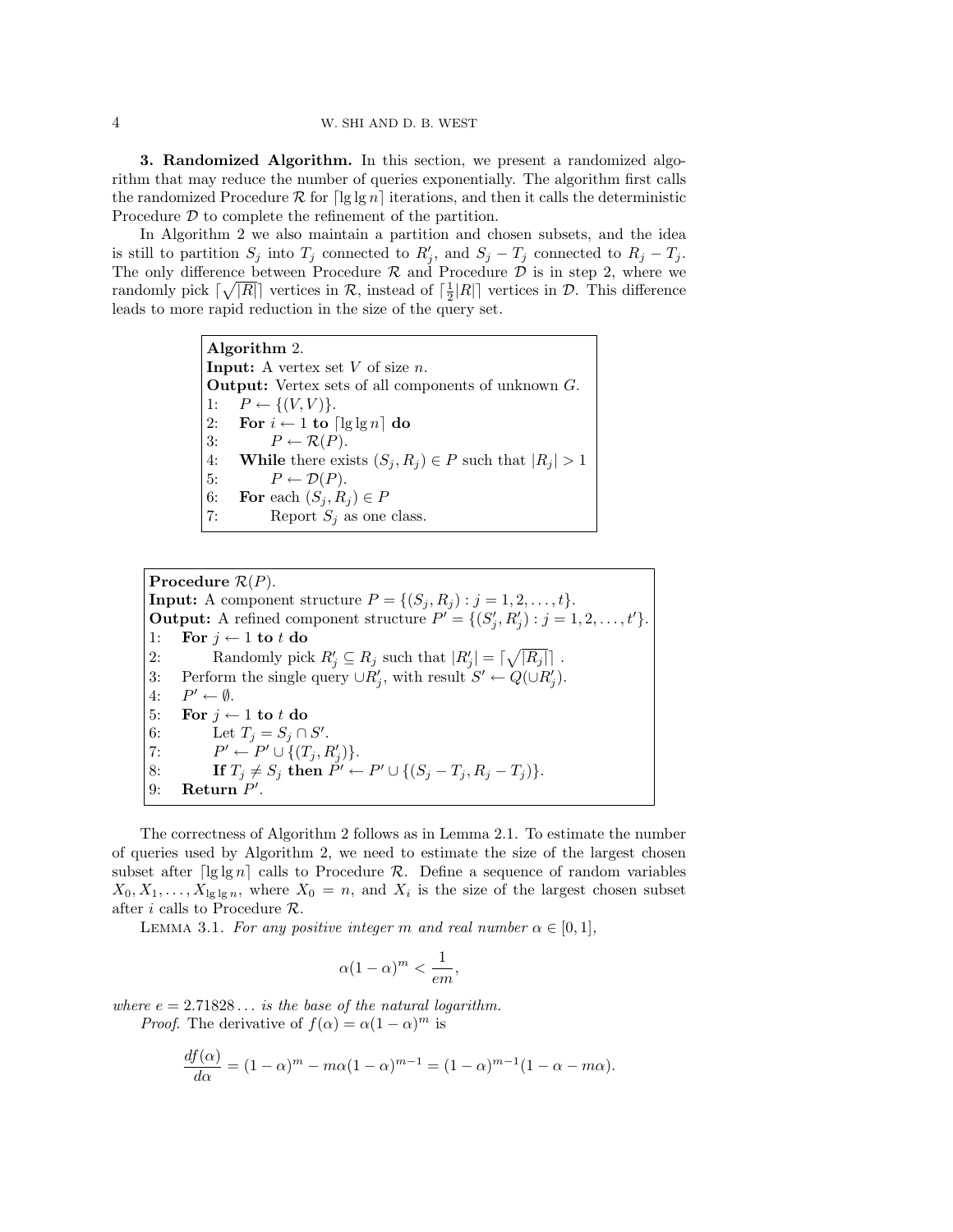**3. Randomized Algorithm.** In this section, we present a randomized algorithm that may reduce the number of queries exponentially. The algorithm first calls the randomized Procedure $\mathcal{R}$ for $\lceil \lg\lg n \rceil$ iterations, and then it calls the deterministic Procedure $\mathcal{D}$ to complete the refinement of the partition.

In Algorithm 2 we also maintain a partition and chosen subsets, and the idea is still to partition $S_j$ into $T_j$ connected to $R'_j$, and $S_j - T_j$ connected to $R_j - T_j$. The only difference between Procedure $\mathcal{R}$ and Procedure $\mathcal{D}$ is in step 2, where we randomly pick $\lceil \sqrt{|R|} \rceil$ vertices in $\mathcal{R}$, instead of $\lceil \frac{1}{2}|R| \rceil$ vertices in $\mathcal{D}$. This difference leads to more rapid reduction in the size of the query set.

> **Algorithm** 2.
> **Input:** A vertex set $V$ of size $n$.
> **Output:** Vertex sets of all components of unknown $G$.
> 1: $P \leftarrow \{(V, V)\}$.
> 2: **For** $i \leftarrow 1$ **to** $\lceil \lg\lg n \rceil$ **do**
> 3: $\quad P \leftarrow \mathcal{R}(P)$.
> 4: **While** there exists $(S_j, R_j) \in P$ such that $|R_j| > 1$
> 5: $\quad P \leftarrow \mathcal{D}(P)$.
> 6: **For** each $(S_j, R_j) \in P$
> 7: $\quad$ Report $S_j$ as one class.

> **Procedure** $\mathcal{R}(P)$.
> **Input:** A component structure $P = \{(S_j, R_j) : j = 1, 2, \ldots, t\}$.
> **Output:** A refined component structure $P' = \{(S'_j, R'_j) : j = 1, 2, \ldots, t'\}$.
> 1: **For** $j \leftarrow 1$ **to** $t$ **do**
> 2: $\quad$ Randomly pick $R'_j \subseteq R_j$ such that $|R'_j| = \lceil \sqrt{|R_j|} \rceil$ .
> 3: Perform the single query $\cup R'_j$, with result $S' \leftarrow Q(\cup R'_j)$.
> 4: $P' \leftarrow \emptyset$.
> 5: **For** $j \leftarrow 1$ **to** $t$ **do**
> 6: $\quad$ Let $T_j = S_j \cap S'$.
> 7: $\quad P' \leftarrow P' \cup \{(T_j, R'_j)\}$.
> 8: $\quad$ **If** $T_j \neq S_j$ **then** $P' \leftarrow P' \cup \{(S_j - T_j, R_j - T_j)\}$.
> 9: **Return** $P'$.

The correctness of Algorithm 2 follows as in Lemma 2.1. To estimate the number of queries used by Algorithm 2, we need to estimate the size of the largest chosen subset after $\lceil \lg\lg n \rceil$ calls to Procedure $\mathcal{R}$. Define a sequence of random variables $X_0, X_1, \ldots, X_{\lg\lg n}$, where $X_0 = n$, and $X_i$ is the size of the largest chosen subset after $i$ calls to Procedure $\mathcal{R}$.

Lemma 3.1. *For any positive integer $m$ and real number $\alpha \in [0, 1]$,*

$$\alpha(1-\alpha)^m < \frac{1}{em},$$

*where $e = 2.71828\ldots$ is the base of the natural logarithm.*

*Proof.* The derivative of $f(\alpha) = \alpha(1-\alpha)^m$ is

$$\frac{df(\alpha)}{d\alpha} = (1-\alpha)^m - m\alpha(1-\alpha)^{m-1} = (1-\alpha)^{m-1}(1-\alpha-m\alpha).$$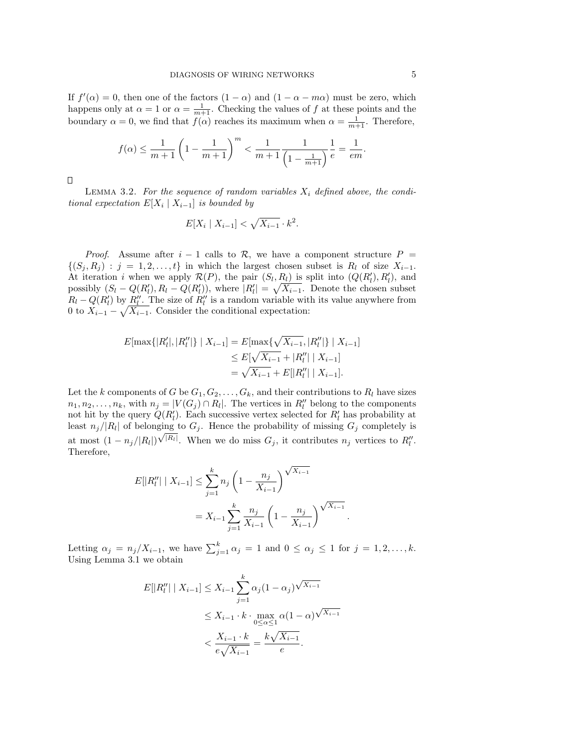If $f'(\alpha) = 0$, then one of the factors $(1 - \alpha)$ and $(1 - \alpha - m\alpha)$ must be zero, which happens only at $\alpha = 1$ or $\alpha = \frac{1}{m+1}$. Checking the values of $f$ at these points and the boundary $\alpha = 0$, we find that $f(\alpha)$ reaches its maximum when $\alpha = \frac{1}{m+1}$. Therefore,

$$f(\alpha) \leq \frac{1}{m+1}\left(1 - \frac{1}{m+1}\right)^m < \frac{1}{m+1}\frac{1}{\left(1 - \frac{1}{m+1}\right)}\frac{1}{e} = \frac{1}{em}.$$

□

Lemma 3.2. *For the sequence of random variables $X_i$ defined above, the conditional expectation $E[X_i \mid X_{i-1}]$ is bounded by*

$$E[X_i \mid X_{i-1}] < \sqrt{X_{i-1}} \cdot k^2.$$

*Proof.* Assume after $i - 1$ calls to $\mathcal{R}$, we have a component structure $P = \{(S_j, R_j) : j = 1, 2, \ldots, t\}$ in which the largest chosen subset is $R_l$ of size $X_{i-1}$. At iteration $i$ when we apply $\mathcal{R}(P)$, the pair $(S_l, R_l)$ is split into $(Q(R_l'), R_l')$, and possibly $(S_l - Q(R_l'), R_l - Q(R_l'))$, where $|R_l'| = \sqrt{X_{i-1}}$. Denote the chosen subset $R_l - Q(R_l')$ by $R_l''$. The size of $R_l''$ is a random variable with its value anywhere from 0 to $X_{i-1} - \sqrt{X_{i-1}}$. Consider the conditional expectation:

$$\begin{aligned}
E[\max\{|R_l'|, |R_l''|\} \mid X_{i-1}] &= E[\max\{\sqrt{X_{i-1}}, |R_l''|\} \mid X_{i-1}] \\
&\leq E[\sqrt{X_{i-1}} + |R_l''| \mid X_{i-1}] \\
&= \sqrt{X_{i-1}} + E[|R_l''| \mid X_{i-1}].
\end{aligned}$$

Let the $k$ components of $G$ be $G_1, G_2, \ldots, G_k$, and their contributions to $R_l$ have sizes $n_1, n_2, \ldots, n_k$, with $n_j = |V(G_j) \cap R_l|$. The vertices in $R_l''$ belong to the components not hit by the query $Q(R_l')$. Each successive vertex selected for $R_l'$ has probability at least $n_j/|R_l|$ of belonging to $G_j$. Hence the probability of missing $G_j$ completely is at most $(1 - n_j/|R_l|)^{\sqrt{|R_l|}}$. When we do miss $G_j$, it contributes $n_j$ vertices to $R_l''$. Therefore,

$$\begin{aligned}
E[|R_l''| \mid X_{i-1}] &\leq \sum_{j=1}^{k} n_j \left(1 - \frac{n_j}{X_{i-1}}\right)^{\sqrt{X_{i-1}}} \\
&= X_{i-1} \sum_{j=1}^{k} \frac{n_j}{X_{i-1}} \left(1 - \frac{n_j}{X_{i-1}}\right)^{\sqrt{X_{i-1}}}.
\end{aligned}$$

Letting $\alpha_j = n_j/X_{i-1}$, we have $\sum_{j=1}^{k} \alpha_j = 1$ and $0 \leq \alpha_j \leq 1$ for $j = 1, 2, \ldots, k$. Using Lemma 3.1 we obtain

$$\begin{aligned}
E[|R_l''| \mid X_{i-1}] &\leq X_{i-1} \sum_{j=1}^{k} \alpha_j (1 - \alpha_j)^{\sqrt{X_{i-1}}} \\
&\leq X_{i-1} \cdot k \cdot \max_{0 \leq \alpha \leq 1} \alpha (1 - \alpha)^{\sqrt{X_{i-1}}} \\
&< \frac{X_{i-1} \cdot k}{e\sqrt{X_{i-1}}} = \frac{k\sqrt{X_{i-1}}}{e}.
\end{aligned}$$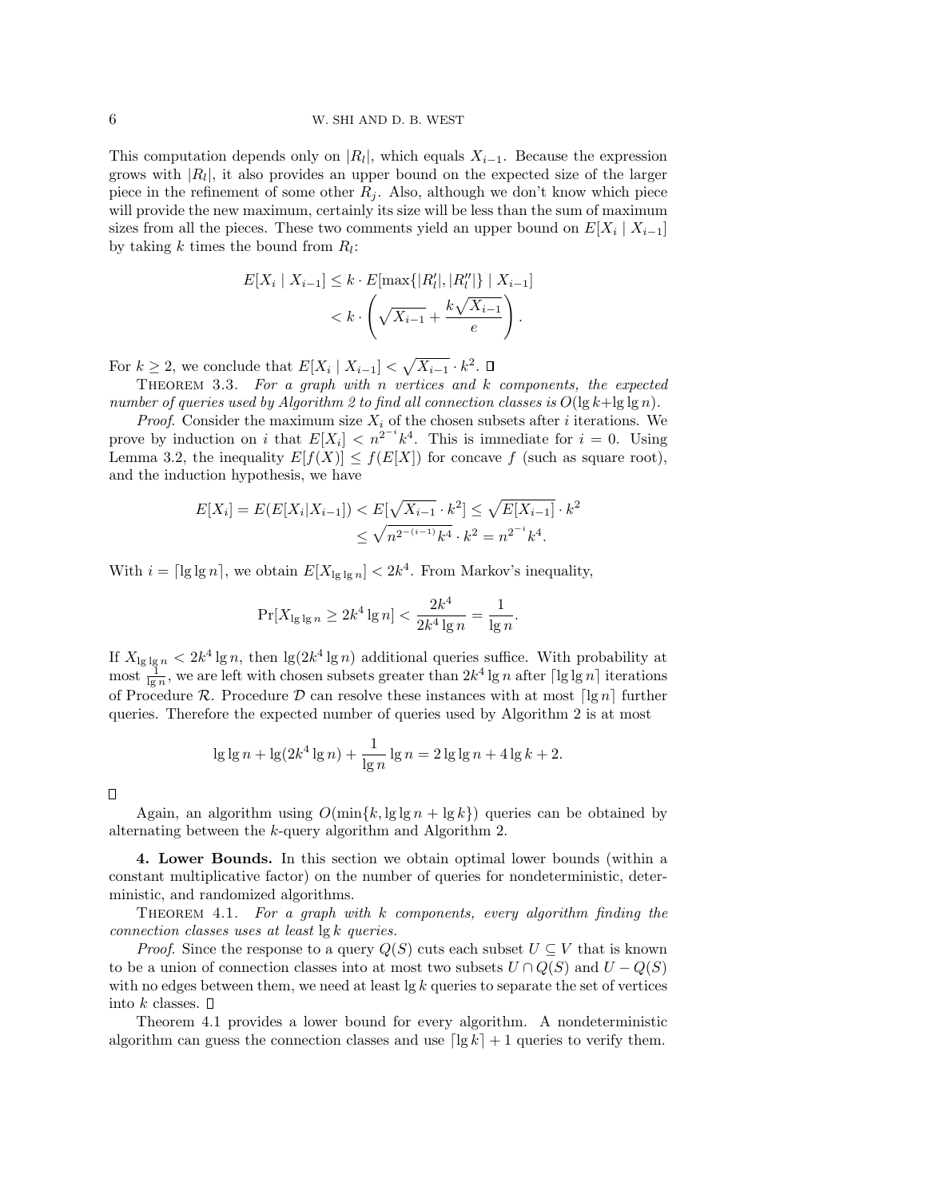This computation depends only on $|R_l|$, which equals $X_{i-1}$. Because the expression grows with $|R_l|$, it also provides an upper bound on the expected size of the larger piece in the refinement of some other $R_j$. Also, although we don't know which piece will provide the new maximum, certainly its size will be less than the sum of maximum sizes from all the pieces. These two comments yield an upper bound on $E[X_i \mid X_{i-1}]$ by taking $k$ times the bound from $R_l$:

$$
\begin{aligned}
E[X_i \mid X_{i-1}] &\leq k \cdot E[\max\{|R_l'|, |R_l''|\} \mid X_{i-1}] \\
&< k \cdot \left( \sqrt{X_{i-1}} + \frac{k\sqrt{X_{i-1}}}{e} \right).
\end{aligned}
$$

For $k \geq 2$, we conclude that $E[X_i \mid X_{i-1}] < \sqrt{X_{i-1}} \cdot k^2$. □

THEOREM 3.3. *For a graph with $n$ vertices and $k$ components, the expected number of queries used by Algorithm 2 to find all connection classes is $O(\lg k + \lg \lg n)$.*

*Proof.* Consider the maximum size $X_i$ of the chosen subsets after $i$ iterations. We prove by induction on $i$ that $E[X_i] < n^{2^{-i}} k^4$. This is immediate for $i = 0$. Using Lemma 3.2, the inequality $E[f(X)] \leq f(E[X])$ for concave $f$ (such as square root), and the induction hypothesis, we have

$$
\begin{aligned}
E[X_i] = E(E[X_i|X_{i-1}]) &< E[\sqrt{X_{i-1}} \cdot k^2] \leq \sqrt{E[X_{i-1}]} \cdot k^2 \\
&\leq \sqrt{n^{2^{-(i-1)}} k^4} \cdot k^2 = n^{2^{-i}} k^4.
\end{aligned}
$$

With $i = \lceil \lg \lg n \rceil$, we obtain $E[X_{\lg \lg n}] < 2k^4$. From Markov's inequality,

$$
\Pr[X_{\lg \lg n} \geq 2k^4 \lg n] < \frac{2k^4}{2k^4 \lg n} = \frac{1}{\lg n}.
$$

If $X_{\lg \lg n} < 2k^4 \lg n$, then $\lg(2k^4 \lg n)$ additional queries suffice. With probability at most $\frac{1}{\lg n}$, we are left with chosen subsets greater than $2k^4 \lg n$ after $\lceil \lg \lg n \rceil$ iterations of Procedure $\mathcal{R}$. Procedure $\mathcal{D}$ can resolve these instances with at most $\lceil \lg n \rceil$ further queries. Therefore the expected number of queries used by Algorithm 2 is at most

$$
\lg \lg n + \lg(2k^4 \lg n) + \frac{1}{\lg n} \lg n = 2 \lg \lg n + 4 \lg k + 2.
$$

□

Again, an algorithm using $O(\min\{k, \lg \lg n + \lg k\})$ queries can be obtained by alternating between the $k$-query algorithm and Algorithm 2.

**4. Lower Bounds.** In this section we obtain optimal lower bounds (within a constant multiplicative factor) on the number of queries for nondeterministic, deterministic, and randomized algorithms.

THEOREM 4.1. *For a graph with $k$ components, every algorithm finding the connection classes uses at least $\lg k$ queries.*

*Proof.* Since the response to a query $Q(S)$ cuts each subset $U \subseteq V$ that is known to be a union of connection classes into at most two subsets $U \cap Q(S)$ and $U - Q(S)$ with no edges between them, we need at least $\lg k$ queries to separate the set of vertices into $k$ classes. □

Theorem 4.1 provides a lower bound for every algorithm. A nondeterministic algorithm can guess the connection classes and use $\lceil \lg k \rceil + 1$ queries to verify them.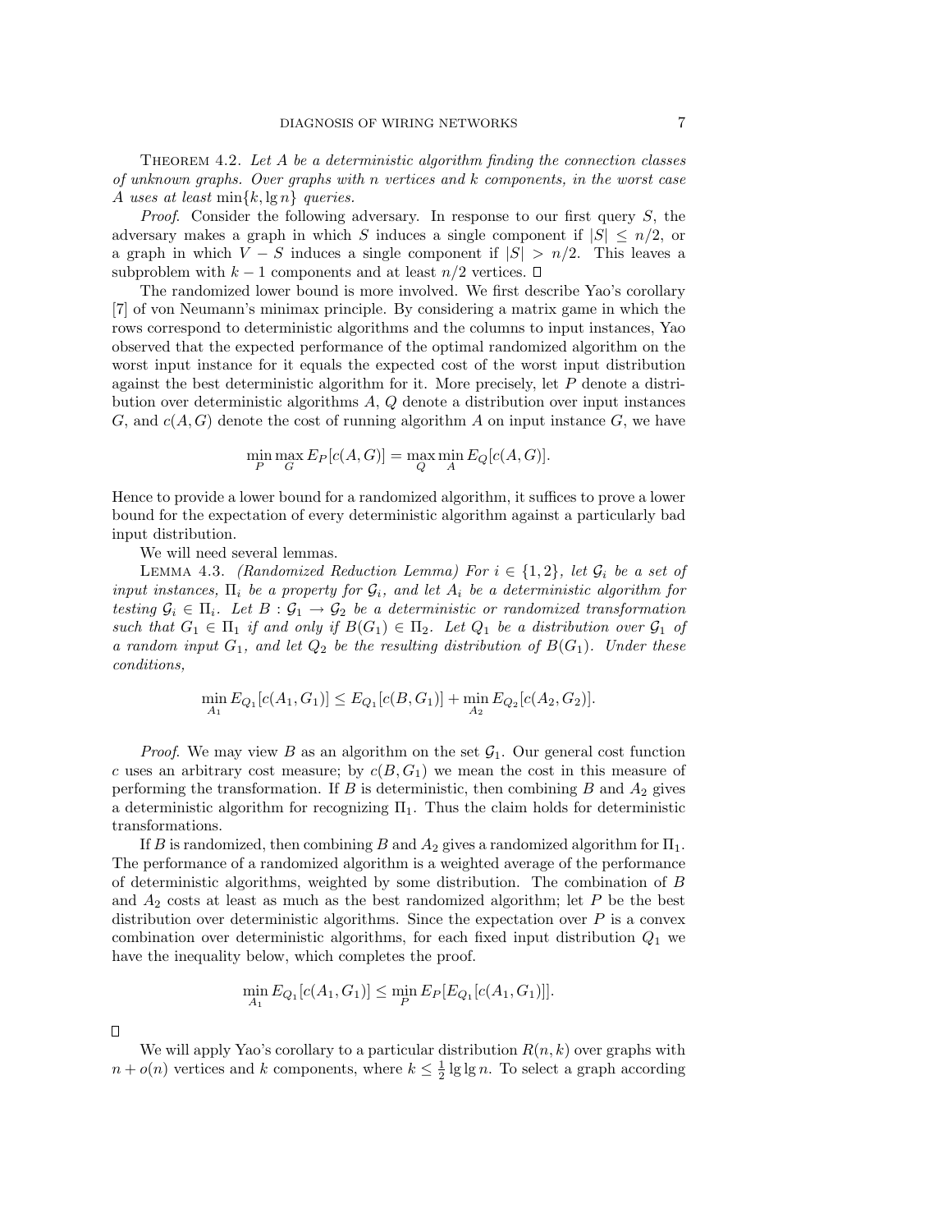THEOREM 4.2. *Let $A$ be a deterministic algorithm finding the connection classes of unknown graphs. Over graphs with $n$ vertices and $k$ components, in the worst case $A$ uses at least $\min\{k, \lg n\}$ queries.*

*Proof*. Consider the following adversary. In response to our first query $S$, the adversary makes a graph in which $S$ induces a single component if $|S| \leq n/2$, or a graph in which $V - S$ induces a single component if $|S| > n/2$. This leaves a subproblem with $k - 1$ components and at least $n/2$ vertices. $\square$

The randomized lower bound is more involved. We first describe Yao's corollary [7] of von Neumann's minimax principle. By considering a matrix game in which the rows correspond to deterministic algorithms and the columns to input instances, Yao observed that the expected performance of the optimal randomized algorithm on the worst input instance for it equals the expected cost of the worst input distribution against the best deterministic algorithm for it. More precisely, let $P$ denote a distribution over deterministic algorithms $A$, $Q$ denote a distribution over input instances $G$, and $c(A, G)$ denote the cost of running algorithm $A$ on input instance $G$, we have

$$\min_P \max_G E_P[c(A, G)] = \max_Q \min_A E_Q[c(A, G)].$$

Hence to provide a lower bound for a randomized algorithm, it suffices to prove a lower bound for the expectation of every deterministic algorithm against a particularly bad input distribution.

We will need several lemmas.

LEMMA 4.3. *(Randomized Reduction Lemma) For $i \in \{1, 2\}$, let $\mathcal{G}_i$ be a set of input instances, $\Pi_i$ be a property for $\mathcal{G}_i$, and let $A_i$ be a deterministic algorithm for testing $\mathcal{G}_i \in \Pi_i$. Let $B : \mathcal{G}_1 \to \mathcal{G}_2$ be a deterministic or randomized transformation such that $G_1 \in \Pi_1$ if and only if $B(G_1) \in \Pi_2$. Let $Q_1$ be a distribution over $\mathcal{G}_1$ of a random input $G_1$, and let $Q_2$ be the resulting distribution of $B(G_1)$. Under these conditions,*

$$\min_{A_1} E_{Q_1}[c(A_1, G_1)] \leq E_{Q_1}[c(B, G_1)] + \min_{A_2} E_{Q_2}[c(A_2, G_2)].$$

*Proof*. We may view $B$ as an algorithm on the set $\mathcal{G}_1$. Our general cost function $c$ uses an arbitrary cost measure; by $c(B, G_1)$ we mean the cost in this measure of performing the transformation. If $B$ is deterministic, then combining $B$ and $A_2$ gives a deterministic algorithm for recognizing $\Pi_1$. Thus the claim holds for deterministic transformations.

If $B$ is randomized, then combining $B$ and $A_2$ gives a randomized algorithm for $\Pi_1$. The performance of a randomized algorithm is a weighted average of the performance of deterministic algorithms, weighted by some distribution. The combination of $B$ and $A_2$ costs at least as much as the best randomized algorithm; let $P$ be the best distribution over deterministic algorithms. Since the expectation over $P$ is a convex combination over deterministic algorithms, for each fixed input distribution $Q_1$ we have the inequality below, which completes the proof.

$$\min_{A_1} E_{Q_1}[c(A_1, G_1)] \leq \min_P E_P[E_{Q_1}[c(A_1, G_1)]].$$

$\square$

We will apply Yao's corollary to a particular distribution $R(n, k)$ over graphs with $n + o(n)$ vertices and $k$ components, where $k \leq \frac{1}{2} \lg \lg n$. To select a graph according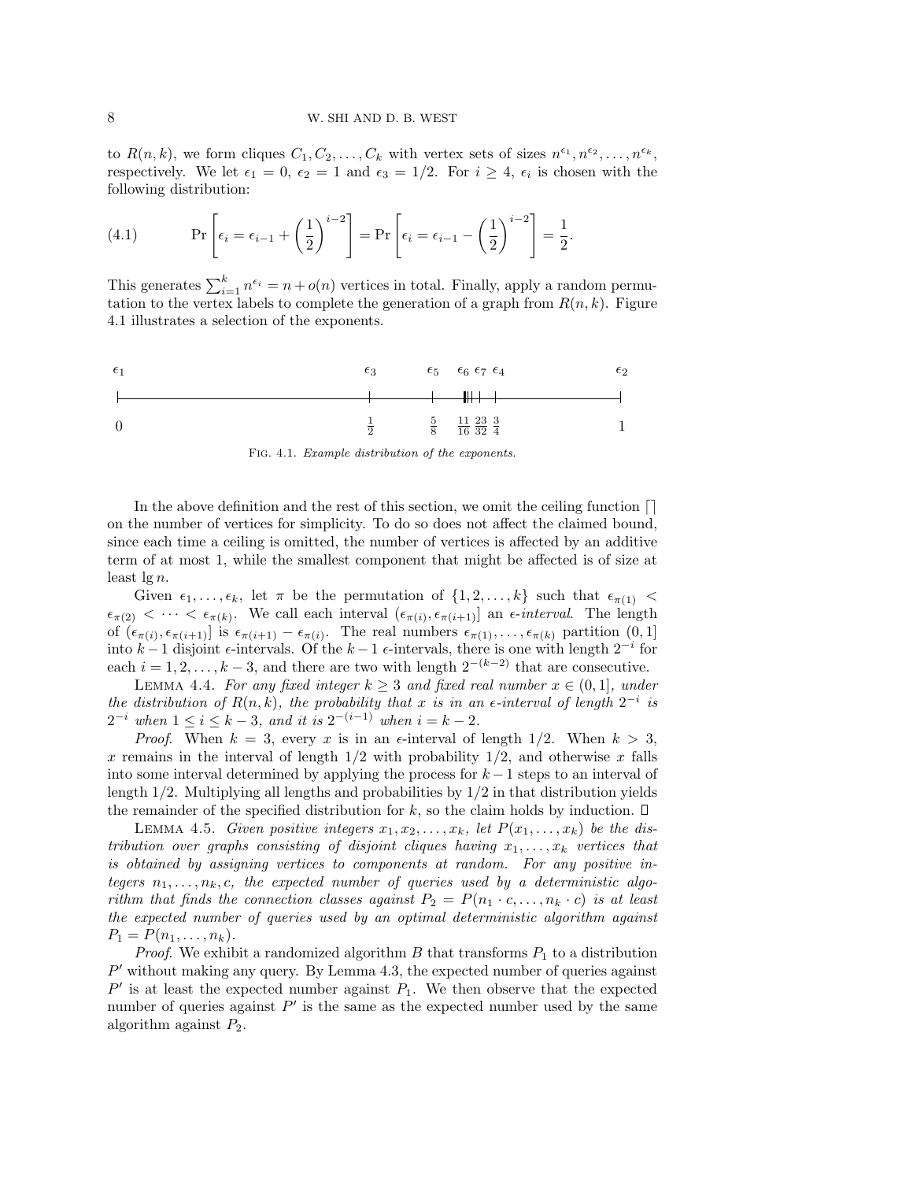to $R(n,k)$, we form cliques $C_1, C_2, \ldots, C_k$ with vertex sets of sizes $n^{\epsilon_1}, n^{\epsilon_2}, \ldots, n^{\epsilon_k}$, respectively. We let $\epsilon_1 = 0$, $\epsilon_2 = 1$ and $\epsilon_3 = 1/2$. For $i \geq 4$, $\epsilon_i$ is chosen with the following distribution:

$$\Pr\left[\epsilon_i = \epsilon_{i-1} + \left(\frac{1}{2}\right)^{i-2}\right] = \Pr\left[\epsilon_i = \epsilon_{i-1} - \left(\frac{1}{2}\right)^{i-2}\right] = \frac{1}{2}. \tag{4.1}$$

This generates $\sum_{i=1}^{k} n^{\epsilon_i} = n + o(n)$ vertices in total. Finally, apply a random permutation to the vertex labels to complete the generation of a graph from $R(n,k)$. Figure 4.1 illustrates a selection of the exponents.

$\epsilon_1$ at $0$; $\epsilon_3$ at $\frac{1}{2}$; $\epsilon_5$ at $\frac{5}{8}$; $\epsilon_6$ at $\frac{11}{16}$; $\epsilon_7$ at $\frac{23}{32}$; $\epsilon_4$ at $\frac{3}{4}$; $\epsilon_2$ at $1$.

Fig. 4.1. *Example distribution of the exponents.*

In the above definition and the rest of this section, we omit the ceiling function $\lceil\rceil$ on the number of vertices for simplicity. To do so does not affect the claimed bound, since each time a ceiling is omitted, the number of vertices is affected by an additive term of at most 1, while the smallest component that might be affected is of size at least $\lg n$.

Given $\epsilon_1, \ldots, \epsilon_k$, let $\pi$ be the permutation of $\{1, 2, \ldots, k\}$ such that $\epsilon_{\pi(1)} < \epsilon_{\pi(2)} < \cdots < \epsilon_{\pi(k)}$. We call each interval $(\epsilon_{\pi(i)}, \epsilon_{\pi(i+1)}]$ an *$\epsilon$-interval*. The length of $(\epsilon_{\pi(i)}, \epsilon_{\pi(i+1)}]$ is $\epsilon_{\pi(i+1)} - \epsilon_{\pi(i)}$. The real numbers $\epsilon_{\pi(1)}, \ldots, \epsilon_{\pi(k)}$ partition $(0,1]$ into $k-1$ disjoint $\epsilon$-intervals. Of the $k-1$ $\epsilon$-intervals, there is one with length $2^{-i}$ for each $i = 1, 2, \ldots, k-3$, and there are two with length $2^{-(k-2)}$ that are consecutive.

Lemma 4.4. *For any fixed integer $k \geq 3$ and fixed real number $x \in (0,1]$, under the distribution of $R(n,k)$, the probability that $x$ is in an $\epsilon$-interval of length $2^{-i}$ is $2^{-i}$ when $1 \leq i \leq k-3$, and it is $2^{-(i-1)}$ when $i = k-2$.*

*Proof.* When $k = 3$, every $x$ is in an $\epsilon$-interval of length $1/2$. When $k > 3$, $x$ remains in the interval of length $1/2$ with probability $1/2$, and otherwise $x$ falls into some interval determined by applying the process for $k-1$ steps to an interval of length $1/2$. Multiplying all lengths and probabilities by $1/2$ in that distribution yields the remainder of the specified distribution for $k$, so the claim holds by induction. $\square$

Lemma 4.5. *Given positive integers $x_1, x_2, \ldots, x_k$, let $P(x_1, \ldots, x_k)$ be the distribution over graphs consisting of disjoint cliques having $x_1, \ldots, x_k$ vertices that is obtained by assigning vertices to components at random. For any positive integers $n_1, \ldots, n_k, c$, the expected number of queries used by a deterministic algorithm that finds the connection classes against $P_2 = P(n_1 \cdot c, \ldots, n_k \cdot c)$ is at least the expected number of queries used by an optimal deterministic algorithm against $P_1 = P(n_1, \ldots, n_k)$.*

*Proof.* We exhibit a randomized algorithm $B$ that transforms $P_1$ to a distribution $P'$ without making any query. By Lemma 4.3, the expected number of queries against $P'$ is at least the expected number against $P_1$. We then observe that the expected number of queries against $P'$ is the same as the expected number used by the same algorithm against $P_2$.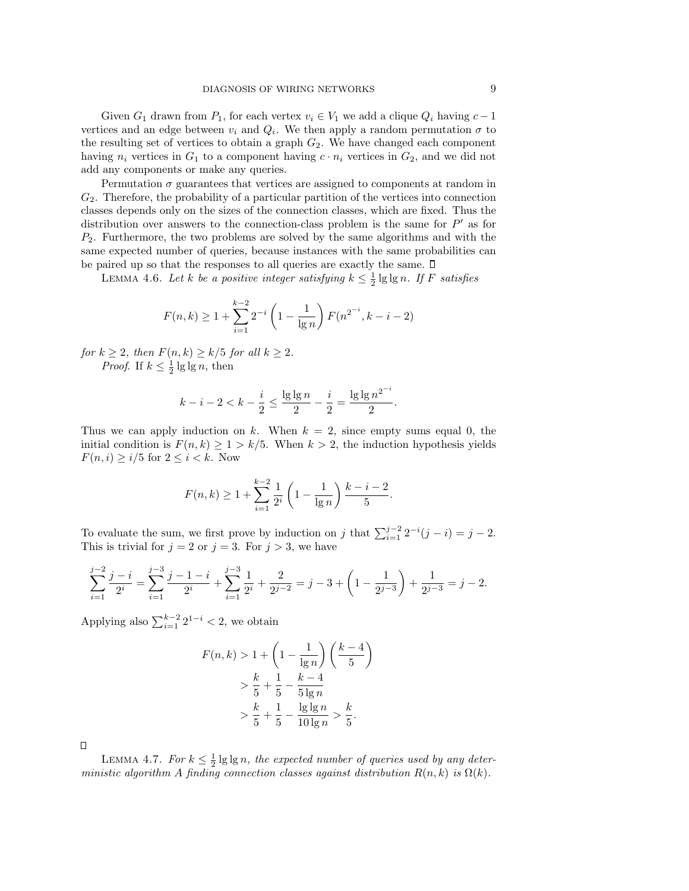Given $G_1$ drawn from $P_1$, for each vertex $v_i \in V_1$ we add a clique $Q_i$ having $c-1$ vertices and an edge between $v_i$ and $Q_i$. We then apply a random permutation $\sigma$ to the resulting set of vertices to obtain a graph $G_2$. We have changed each component having $n_i$ vertices in $G_1$ to a component having $c \cdot n_i$ vertices in $G_2$, and we did not add any components or make any queries.

Permutation $\sigma$ guarantees that vertices are assigned to components at random in $G_2$. Therefore, the probability of a particular partition of the vertices into connection classes depends only on the sizes of the connection classes, which are fixed. Thus the distribution over answers to the connection-class problem is the same for $P'$ as for $P_2$. Furthermore, the two problems are solved by the same algorithms and with the same expected number of queries, because instances with the same probabilities can be paired up so that the responses to all queries are exactly the same. □

LEMMA 4.6. *Let $k$ be a positive integer satisfying $k \le \frac{1}{2} \lg\lg n$. If $F$ satisfies*

$$F(n,k) \ge 1 + \sum_{i=1}^{k-2} 2^{-i} \left(1 - \frac{1}{\lg n}\right) F(n^{2^{-i}}, k-i-2)$$

*for $k \ge 2$, then $F(n,k) \ge k/5$ for all $k \ge 2$.*

*Proof.* If $k \le \frac{1}{2} \lg\lg n$, then

$$k - i - 2 < k - \frac{i}{2} \le \frac{\lg\lg n}{2} - \frac{i}{2} = \frac{\lg\lg n^{2^{-i}}}{2}.$$

Thus we can apply induction on $k$. When $k = 2$, since empty sums equal 0, the initial condition is $F(n,k) \ge 1 > k/5$. When $k > 2$, the induction hypothesis yields $F(n,i) \ge i/5$ for $2 \le i < k$. Now

$$F(n,k) \ge 1 + \sum_{i=1}^{k-2} \frac{1}{2^i} \left(1 - \frac{1}{\lg n}\right) \frac{k-i-2}{5}.$$

To evaluate the sum, we first prove by induction on $j$ that $\sum_{i=1}^{j-2} 2^{-i}(j-i) = j-2$. This is trivial for $j = 2$ or $j = 3$. For $j > 3$, we have

$$\sum_{i=1}^{j-2} \frac{j-i}{2^i} = \sum_{i=1}^{j-3} \frac{j-1-i}{2^i} + \sum_{i=1}^{j-3} \frac{1}{2^i} + \frac{2}{2^{j-2}} = j - 3 + \left(1 - \frac{1}{2^{j-3}}\right) + \frac{1}{2^{j-3}} = j-2.$$

Applying also $\sum_{i=1}^{k-2} 2^{1-i} < 2$, we obtain

$$\begin{aligned}
F(n,k) &> 1 + \left(1 - \frac{1}{\lg n}\right)\left(\frac{k-4}{5}\right) \\
&> \frac{k}{5} + \frac{1}{5} - \frac{k-4}{5\lg n} \\
&> \frac{k}{5} + \frac{1}{5} - \frac{\lg\lg n}{10 \lg n} > \frac{k}{5}.
\end{aligned}$$

□

LEMMA 4.7. *For $k \le \frac{1}{2}\lg\lg n$, the expected number of queries used by any deterministic algorithm $A$ finding connection classes against distribution $R(n,k)$ is $\Omega(k)$.*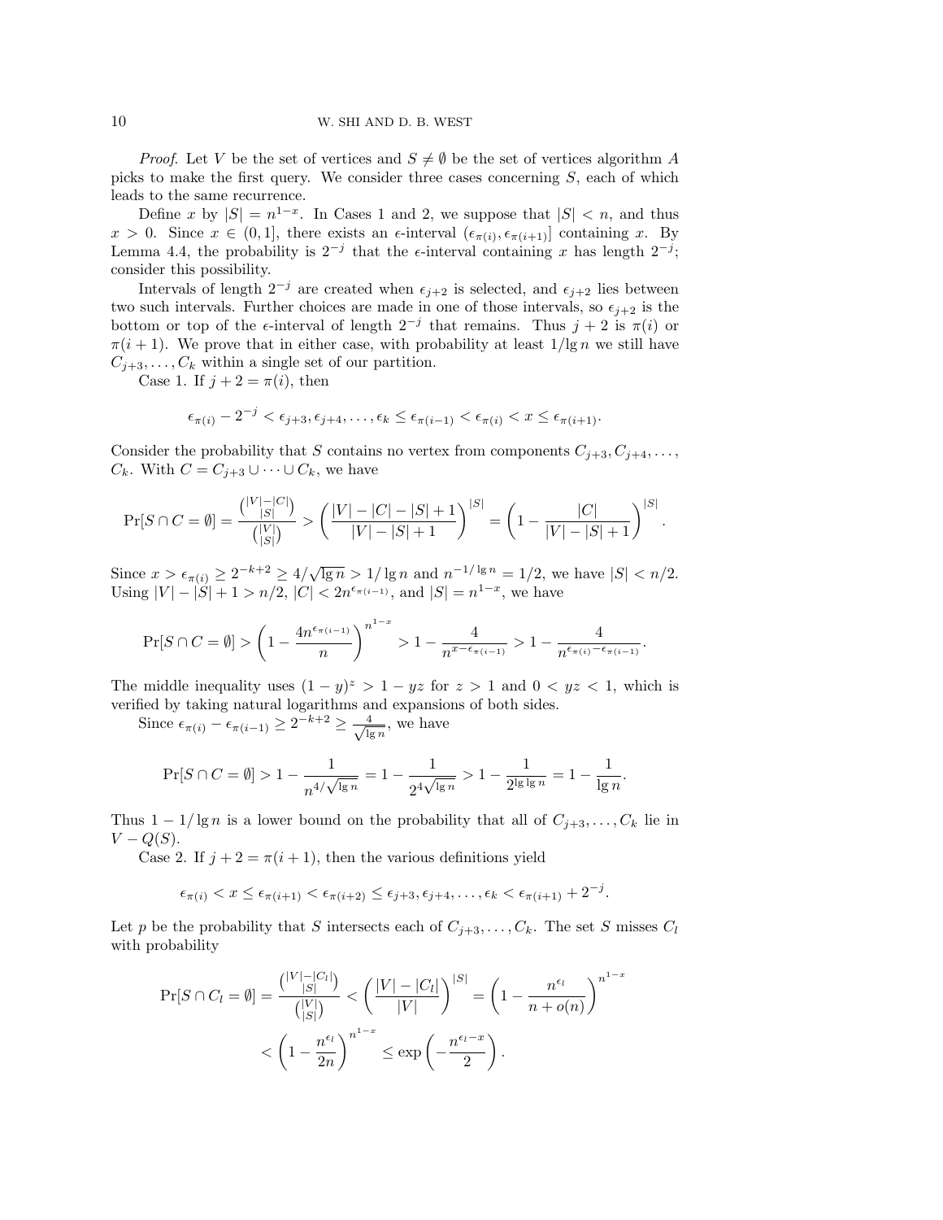*Proof*. Let $V$ be the set of vertices and $S \neq \emptyset$ be the set of vertices algorithm $A$ picks to make the first query. We consider three cases concerning $S$, each of which leads to the same recurrence.

Define $x$ by $|S| = n^{1-x}$. In Cases 1 and 2, we suppose that $|S| < n$, and thus $x > 0$. Since $x \in (0, 1]$, there exists an $\epsilon$-interval $(\epsilon_{\pi(i)}, \epsilon_{\pi(i+1)}]$ containing $x$. By Lemma 4.4, the probability is $2^{-j}$ that the $\epsilon$-interval containing $x$ has length $2^{-j}$; consider this possibility.

Intervals of length $2^{-j}$ are created when $\epsilon_{j+2}$ is selected, and $\epsilon_{j+2}$ lies between two such intervals. Further choices are made in one of those intervals, so $\epsilon_{j+2}$ is the bottom or top of the $\epsilon$-interval of length $2^{-j}$ that remains. Thus $j+2$ is $\pi(i)$ or $\pi(i+1)$. We prove that in either case, with probability at least $1/\lg n$ we still have $C_{j+3}, \ldots, C_k$ within a single set of our partition.

Case 1. If $j + 2 = \pi(i)$, then

$$\epsilon_{\pi(i)} - 2^{-j} < \epsilon_{j+3}, \epsilon_{j+4}, \ldots, \epsilon_k \le \epsilon_{\pi(i-1)} < \epsilon_{\pi(i)} < x \le \epsilon_{\pi(i+1)}.$$

Consider the probability that $S$ contains no vertex from components $C_{j+3}, C_{j+4}, \ldots, C_k$. With $C = C_{j+3} \cup \cdots \cup C_k$, we have

$$\Pr[S \cap C = \emptyset] = \frac{\binom{|V|-|C|}{|S|}}{\binom{|V|}{|S|}} > \left( \frac{|V| - |C| - |S| + 1}{|V| - |S| + 1} \right)^{|S|} = \left( 1 - \frac{|C|}{|V| - |S| + 1} \right)^{|S|}.$$

Since $x > \epsilon_{\pi(i)} \ge 2^{-k+2} \ge 4/\sqrt{\lg n} > 1/\lg n$ and $n^{-1/\lg n} = 1/2$, we have $|S| < n/2$. Using $|V| - |S| + 1 > n/2$, $|C| < 2n^{\epsilon_{\pi(i-1)}}$, and $|S| = n^{1-x}$, we have

$$\Pr[S \cap C = \emptyset] > \left( 1 - \frac{4n^{\epsilon_{\pi(i-1)}}}{n} \right)^{n^{1-x}} > 1 - \frac{4}{n^{x - \epsilon_{\pi(i-1)}}} > 1 - \frac{4}{n^{\epsilon_{\pi(i)} - \epsilon_{\pi(i-1)}}}.$$

The middle inequality uses $(1-y)^z > 1 - yz$ for $z > 1$ and $0 < yz < 1$, which is verified by taking natural logarithms and expansions of both sides.

Since $\epsilon_{\pi(i)} - \epsilon_{\pi(i-1)} \ge 2^{-k+2} \ge \frac{4}{\sqrt{\lg n}}$, we have

$$\Pr[S \cap C = \emptyset] > 1 - \frac{1}{n^{4/\sqrt{\lg n}}} = 1 - \frac{1}{2^{4\sqrt{\lg n}}} > 1 - \frac{1}{2^{\lg \lg n}} = 1 - \frac{1}{\lg n}.$$

Thus $1 - 1/\lg n$ is a lower bound on the probability that all of $C_{j+3}, \ldots, C_k$ lie in $V - Q(S)$.

Case 2. If $j + 2 = \pi(i+1)$, then the various definitions yield

$$\epsilon_{\pi(i)} < x \le \epsilon_{\pi(i+1)} < \epsilon_{\pi(i+2)} \le \epsilon_{j+3}, \epsilon_{j+4}, \ldots, \epsilon_k < \epsilon_{\pi(i+1)} + 2^{-j}.$$

Let $p$ be the probability that $S$ intersects each of $C_{j+3}, \ldots, C_k$. The set $S$ misses $C_l$ with probability

$$\Pr[S \cap C_l = \emptyset] = \frac{\binom{|V|-|C_l|}{|S|}}{\binom{|V|}{|S|}} < \left( \frac{|V| - |C_l|}{|V|} \right)^{|S|} = \left( 1 - \frac{n^{\epsilon_l}}{n + o(n)} \right)^{n^{1-x}}$$

$$< \left( 1 - \frac{n^{\epsilon_l}}{2n} \right)^{n^{1-x}} \le \exp\left( -\frac{n^{\epsilon_l - x}}{2} \right).$$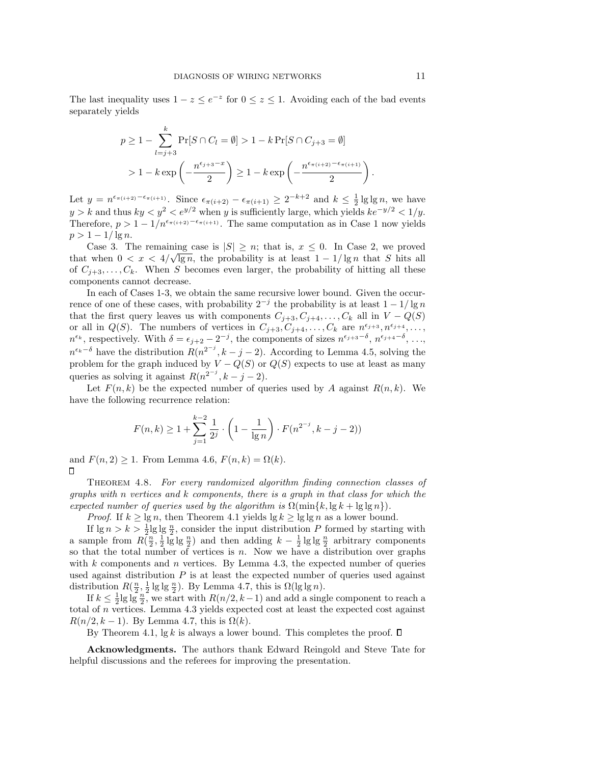The last inequality uses $1 - z \le e^{-z}$ for $0 \le z \le 1$. Avoiding each of the bad events separately yields

$$p \ge 1 - \sum_{l=j+3}^{k} \Pr[S \cap C_l = \emptyset] > 1 - k \Pr[S \cap C_{j+3} = \emptyset]$$
$$> 1 - k \exp\left(-\frac{n^{\epsilon_{j+3} - x}}{2}\right) \ge 1 - k \exp\left(-\frac{n^{\epsilon_{\pi(i+2)} - \epsilon_{\pi(i+1)}}}{2}\right).$$

Let $y = n^{\epsilon_{\pi(i+2)} - \epsilon_{\pi(i+1)}}$. Since $\epsilon_{\pi(i+2)} - \epsilon_{\pi(i+1)} \ge 2^{-k+2}$ and $k \le \frac{1}{2} \lg \lg n$, we have $y > k$ and thus $ky < y^2 < e^{y/2}$ when $y$ is sufficiently large, which yields $ke^{-y/2} < 1/y$. Therefore, $p > 1 - 1/n^{\epsilon_{\pi(i+2)} - \epsilon_{\pi(i+1)}}$. The same computation as in Case 1 now yields $p > 1 - 1/\lg n$.

Case 3. The remaining case is $|S| \ge n$; that is, $x \le 0$. In Case 2, we proved that when $0 < x < 4/\sqrt{\lg n}$, the probability is at least $1 - 1/\lg n$ that $S$ hits all of $C_{j+3}, \ldots, C_k$. When $S$ becomes even larger, the probability of hitting all these components cannot decrease.

In each of Cases 1-3, we obtain the same recursive lower bound. Given the occurrence of one of these cases, with probability $2^{-j}$ the probability is at least $1 - 1/\lg n$ that the first query leaves us with components $C_{j+3}, C_{j+4}, \ldots, C_k$ all in $V - Q(S)$ or all in $Q(S)$. The numbers of vertices in $C_{j+3}, C_{j+4}, \ldots, C_k$ are $n^{\epsilon_{j+3}}, n^{\epsilon_{j+4}}, \ldots, n^{\epsilon_k}$, respectively. With $\delta = \epsilon_{j+2} - 2^{-j}$, the components of sizes $n^{\epsilon_{j+3} - \delta}, n^{\epsilon_{j+4} - \delta}, \ldots, n^{\epsilon_k - \delta}$ have the distribution $R(n^{2^{-j}}, k - j - 2)$. According to Lemma 4.5, solving the problem for the graph induced by $V - Q(S)$ or $Q(S)$ expects to use at least as many queries as solving it against $R(n^{2^{-j}}, k - j - 2)$.

Let $F(n, k)$ be the expected number of queries used by $A$ against $R(n, k)$. We have the following recurrence relation:

$$F(n, k) \ge 1 + \sum_{j=1}^{k-2} \frac{1}{2^j} \cdot \left(1 - \frac{1}{\lg n}\right) \cdot F(n^{2^{-j}}, k - j - 2))$$

and $F(n, 2) \ge 1$. From Lemma 4.6, $F(n, k) = \Omega(k)$. □

**Theorem 4.8.** *For every randomized algorithm finding connection classes of graphs with $n$ vertices and $k$ components, there is a graph in that class for which the expected number of queries used by the algorithm is $\Omega(\min\{k, \lg k + \lg \lg n\})$.*

*Proof.* If $k \ge \lg n$, then Theorem 4.1 yields $\lg k \ge \lg \lg n$ as a lower bound.

If $\lg n > k > \frac{1}{2} \lg \lg \frac{n}{2}$, consider the input distribution $P$ formed by starting with a sample from $R(\frac{n}{2}, \frac{1}{2} \lg \lg \frac{n}{2})$ and then adding $k - \frac{1}{2} \lg \lg \frac{n}{2}$ arbitrary components so that the total number of vertices is $n$. Now we have a distribution over graphs with $k$ components and $n$ vertices. By Lemma 4.3, the expected number of queries used against distribution $P$ is at least the expected number of queries used against distribution $R(\frac{n}{2}, \frac{1}{2} \lg \lg \frac{n}{2})$. By Lemma 4.7, this is $\Omega(\lg \lg n)$.

If $k \le \frac{1}{2} \lg \lg \frac{n}{2}$, we start with $R(n/2, k-1)$ and add a single component to reach a total of $n$ vertices. Lemma 4.3 yields expected cost at least the expected cost against $R(n/2, k-1)$. By Lemma 4.7, this is $\Omega(k)$.

By Theorem 4.1, $\lg k$ is always a lower bound. This completes the proof. □

**Acknowledgments.** The authors thank Edward Reingold and Steve Tate for helpful discussions and the referees for improving the presentation.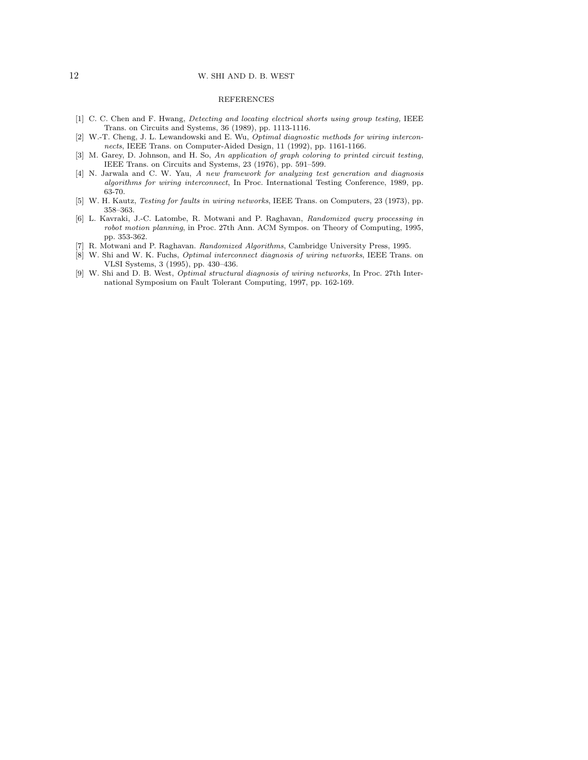## REFERENCES

[1] C. C. Chen and F. Hwang, *Detecting and locating electrical shorts using group testing,* IEEE Trans. on Circuits and Systems, 36 (1989), pp. 1113-1116.

[2] W.-T. Cheng, J. L. Lewandowski and E. Wu, *Optimal diagnostic methods for wiring interconnects*, IEEE Trans. on Computer-Aided Design, 11 (1992), pp. 1161-1166.

[3] M. Garey, D. Johnson, and H. So, *An application of graph coloring to printed circuit testing*, IEEE Trans. on Circuits and Systems, 23 (1976), pp. 591–599.

[4] N. Jarwala and C. W. Yau, *A new framework for analyzing test generation and diagnosis algorithms for wiring interconnect*, In Proc. International Testing Conference, 1989, pp. 63-70.

[5] W. H. Kautz, *Testing for faults in wiring networks*, IEEE Trans. on Computers, 23 (1973), pp. 358–363.

[6] L. Kavraki, J.-C. Latombe, R. Motwani and P. Raghavan, *Randomized query processing in robot motion planning*, in Proc. 27th Ann. ACM Sympos. on Theory of Computing, 1995, pp. 353-362.

[7] R. Motwani and P. Raghavan. *Randomized Algorithms*, Cambridge University Press, 1995.

[8] W. Shi and W. K. Fuchs, *Optimal interconnect diagnosis of wiring networks*, IEEE Trans. on VLSI Systems, 3 (1995), pp. 430–436.

[9] W. Shi and D. B. West, *Optimal structural diagnosis of wiring networks*, In Proc. 27th International Symposium on Fault Tolerant Computing, 1997, pp. 162-169.